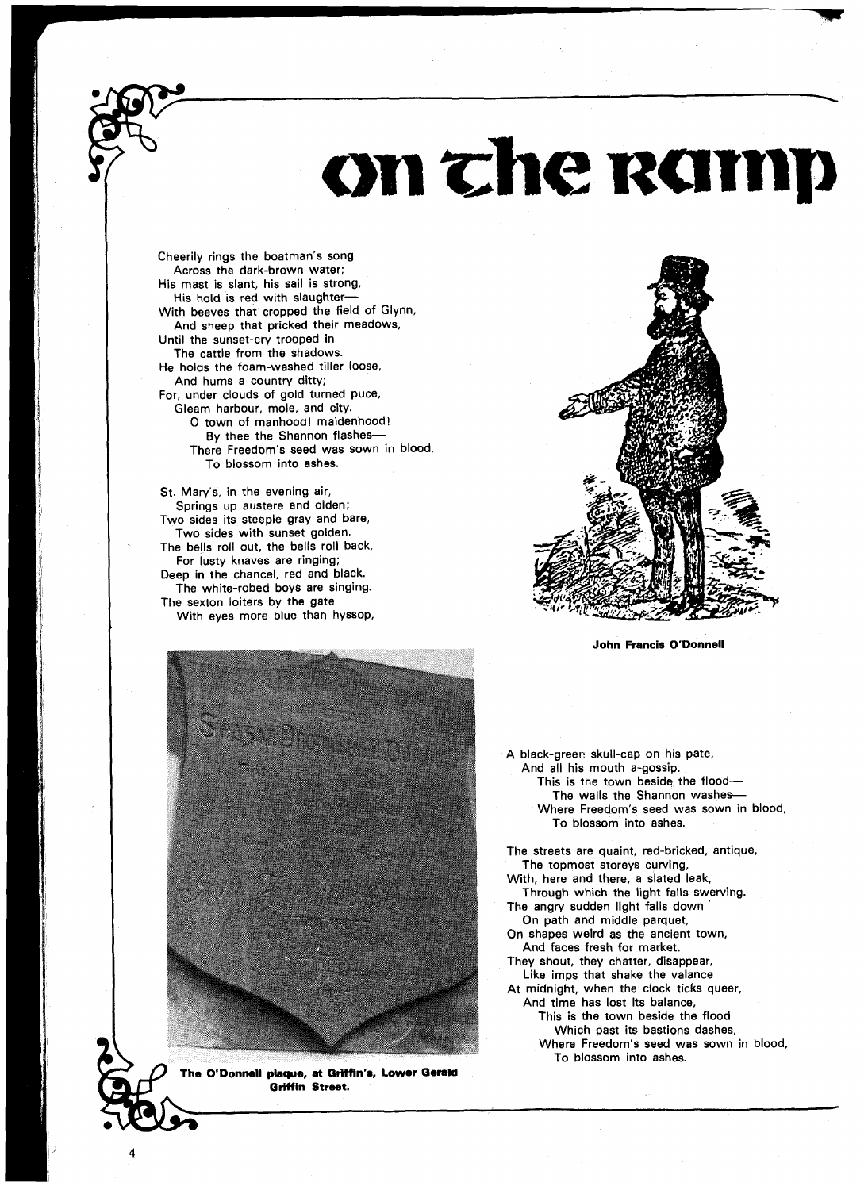# on the ramp

Cheerily rings the boatman's song
Across the dark-brown water;
His mast is slant, his sail is strong,
His hold is red with slaughter—
With beeves that cropped the field of Glynn,
And sheep that pricked their meadows,
Until the sunset-cry trooped in
The cattle from the shadows.
He holds the foam-washed tiller loose,
And hums a country ditty;
For, under clouds of gold turned puce,
Gleam harbour, mole, and city.
O town of manhood! maidenhood!
By thee the Shannon flashes—
There Freedom's seed was sown in blood,
To blossom into ashes.

St. Mary's, in the evening air,
Springs up austere and olden;
Two sides its steeple gray and bare,
Two sides with sunset golden.
The bells roll out, the bells roll back,
For lusty knaves are ringing;
Deep in the chancel, red and black,
The white-robed boys are singing.
The sexton loiters by the gate
With eyes more blue than hyssop,
A black-green skull-cap on his pate,
And all his mouth a-gossip.
This is the town beside the flood—
The walls the Shannon washes—
Where Freedom's seed was sown in blood,
To blossom into ashes.

The streets are quaint, red-bricked, antique,
The topmost storeys curving,
With, here and there, a slated leak,
Through which the light falls swerving.
The angry sudden light falls down
On path and middle parquet,
On shapes weird as the ancient town,
And faces fresh for market.
They shout, they chatter, disappear,
Like imps that shake the valance
At midnight, when the clock ticks queer,
And time has lost its balance,
This is the town beside the flood
Which past its bastions dashes,
Where Freedom's seed was sown in blood,
To blossom into ashes.

**John Francis O'Donnell**

**The O'Donnell plaque, at Griffin's, Lower Gerald Griffin Street.**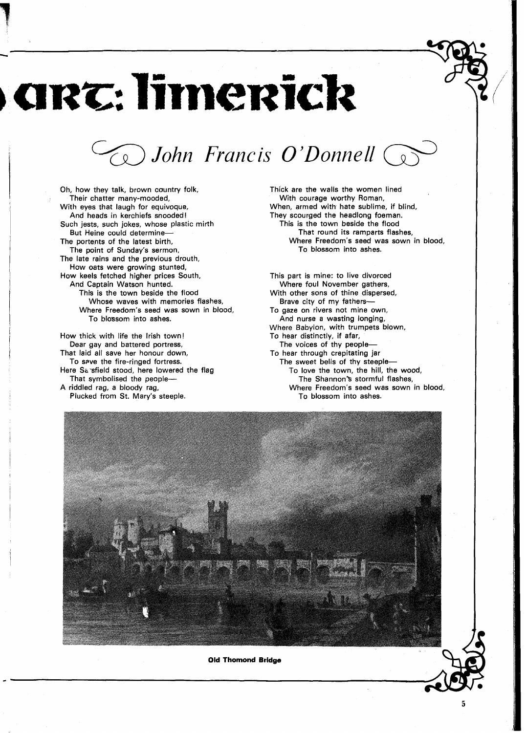# art: limerick

## *John Francis O'Donnell*

Oh, how they talk, brown country folk,
Their chatter many-mooded,
With eyes that laugh for equivoque,
And heads in kerchiefs snooded!
Such jests, such jokes, whose plastic mirth
But Heine could determine—
The portents of the latest birth,
The point of Sunday's sermon,
The late rains and the previous drouth,
How oats were growing stunted,
How keels fetched higher prices South,
And Captain Watson hunted.
This is the town beside the flood
Whose waves with memories flashes,
Where Freedom's seed was sown in blood,
To blossom into ashes.

How thick with life the Irish town!
Dear gay and battered portress,
That laid all save her honour down,
To save the fire-ringed fortress.
Here Sarsfield stood, here lowered the flag
That symbolised the people—
A riddled rag, a bloody rag,
Plucked from St. Mary's steeple.

Thick are the walls the women lined
With courage worthy Roman,
When, armed with hate sublime, if blind,
They scourged the headlong foeman.
This is the town beside the flood
That round its ramparts flashes,
Where Freedom's seed was sown in blood,
To blossom into ashes.

This part is mine: to live divorced
Where foul November gathers,
With other sons of thine dispersed,
Brave city of my fathers—
To gaze on rivers not mine own,
And nurse a wasting longing,
Where Babylon, with trumpets blown,
To hear distinctly, if afar,
The voices of thy people—
To hear through crepitating jar
The sweet bells of thy steeple—
To love the town, the hill, the wood,
The Shannon's stormful flashes,
Where Freedom's seed was sown in blood,
To blossom into ashes.

**Old Thomond Bridge**